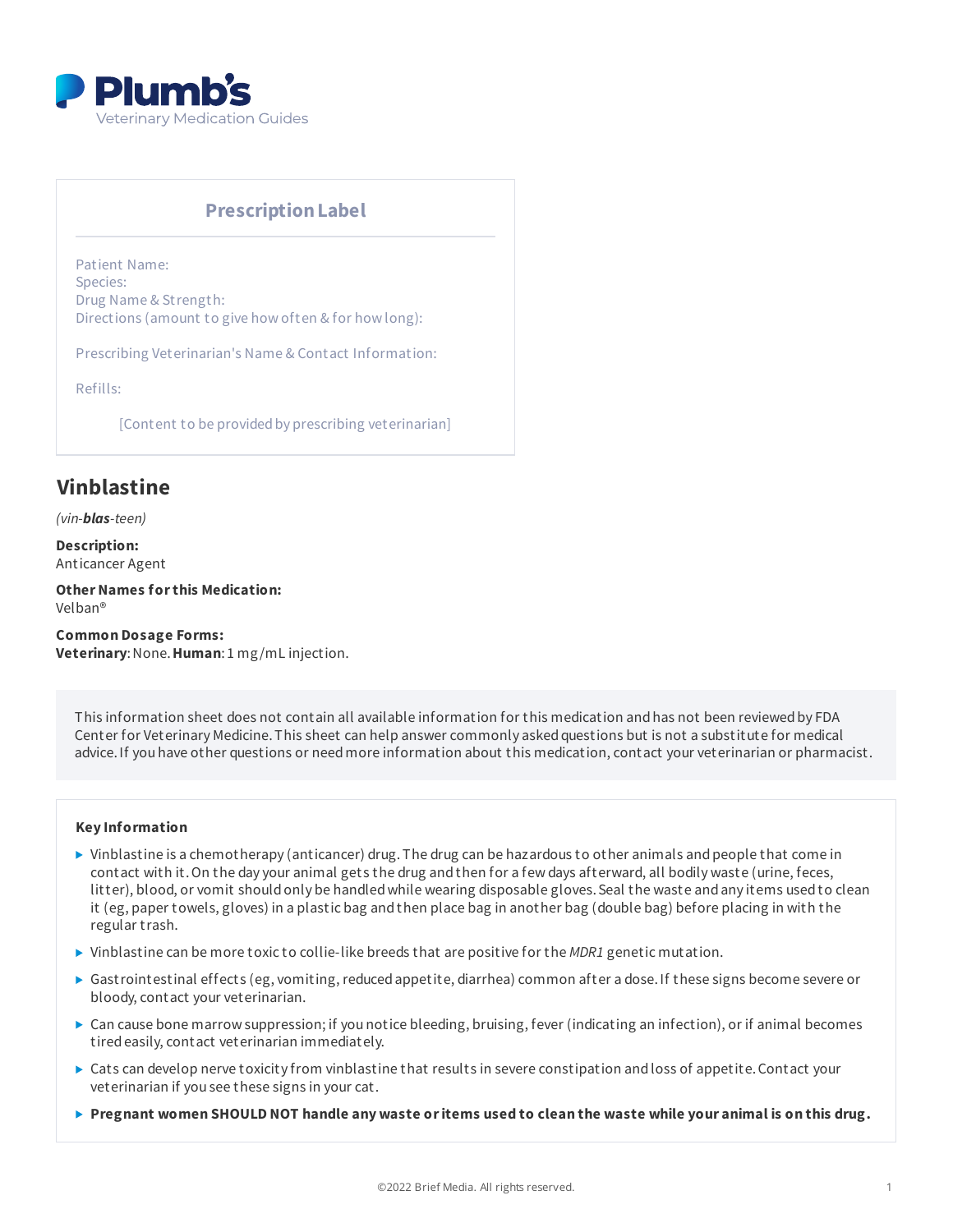Plumb's
Veterinary Medication Guides

## Prescription Label

Patient Name:
Species:
Drug Name & Strength:
Directions (amount to give how often & for how long):

Prescribing Veterinarian's Name & Contact Information:

Refills:

[Content to be provided by prescribing veterinarian]

# Vinblastine

*(vin-**blas**-teen)*

**Description:**
Anticancer Agent

**Other Names for this Medication:**
Velban®

**Common Dosage Forms:**
**Veterinary**: None. **Human**: 1 mg/mL injection.

This information sheet does not contain all available information for this medication and has not been reviewed by FDA Center for Veterinary Medicine. This sheet can help answer commonly asked questions but is not a substitute for medical advice. If you have other questions or need more information about this medication, contact your veterinarian or pharmacist.

**Key Information**

- Vinblastine is a chemotherapy (anticancer) drug. The drug can be hazardous to other animals and people that come in contact with it. On the day your animal gets the drug and then for a few days afterward, all bodily waste (urine, feces, litter), blood, or vomit should only be handled while wearing disposable gloves. Seal the waste and any items used to clean it (eg, paper towels, gloves) in a plastic bag and then place bag in another bag (double bag) before placing in with the regular trash.
- Vinblastine can be more toxic to collie-like breeds that are positive for the *MDR1* genetic mutation.
- Gastrointestinal effects (eg, vomiting, reduced appetite, diarrhea) common after a dose. If these signs become severe or bloody, contact your veterinarian.
- Can cause bone marrow suppression; if you notice bleeding, bruising, fever (indicating an infection), or if animal becomes tired easily, contact veterinarian immediately.
- Cats can develop nerve toxicity from vinblastine that results in severe constipation and loss of appetite. Contact your veterinarian if you see these signs in your cat.
- **Pregnant women SHOULD NOT handle any waste or items used to clean the waste while your animal is on this drug.**

©2022 Brief Media. All rights reserved.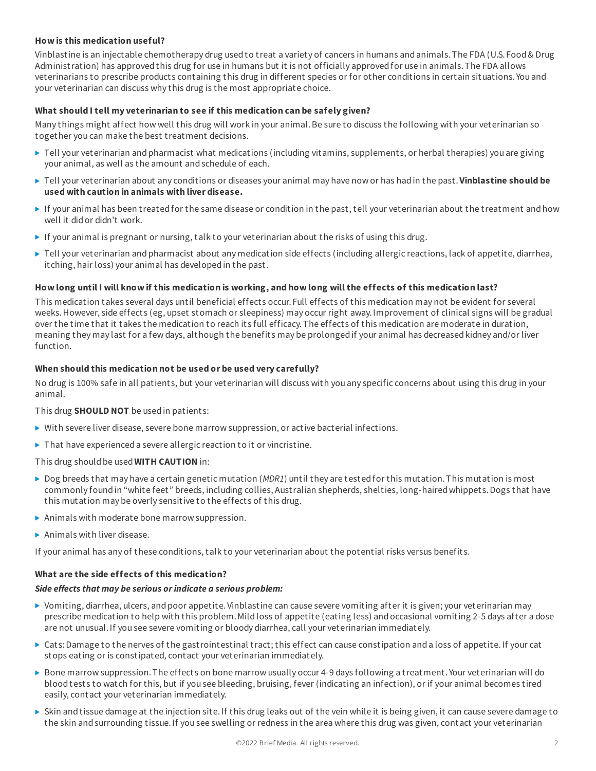**How is this medication useful?**

Vinblastine is an injectable chemotherapy drug used to treat a variety of cancers in humans and animals. The FDA (U.S. Food & Drug Administration) has approved this drug for use in humans but it is not officially approved for use in animals. The FDA allows veterinarians to prescribe products containing this drug in different species or for other conditions in certain situations. You and your veterinarian can discuss why this drug is the most appropriate choice.

**What should I tell my veterinarian to see if this medication can be safely given?**

Many things might affect how well this drug will work in your animal. Be sure to discuss the following with your veterinarian so together you can make the best treatment decisions.

- Tell your veterinarian and pharmacist what medications (including vitamins, supplements, or herbal therapies) you are giving your animal, as well as the amount and schedule of each.
- Tell your veterinarian about any conditions or diseases your animal may have now or has had in the past. **Vinblastine should be used with caution in animals with liver disease.**
- If your animal has been treated for the same disease or condition in the past, tell your veterinarian about the treatment and how well it did or didn't work.
- If your animal is pregnant or nursing, talk to your veterinarian about the risks of using this drug.
- Tell your veterinarian and pharmacist about any medication side effects (including allergic reactions, lack of appetite, diarrhea, itching, hair loss) your animal has developed in the past.

**How long until I will know if this medication is working, and how long will the effects of this medication last?**

This medication takes several days until beneficial effects occur. Full effects of this medication may not be evident for several weeks. However, side effects (eg, upset stomach or sleepiness) may occur right away. Improvement of clinical signs will be gradual over the time that it takes the medication to reach its full efficacy. The effects of this medication are moderate in duration, meaning they may last for a few days, although the benefits may be prolonged if your animal has decreased kidney and/or liver function.

**When should this medication not be used or be used very carefully?**

No drug is 100% safe in all patients, but your veterinarian will discuss with you any specific concerns about using this drug in your animal.

This drug **SHOULD NOT** be used in patients:

- With severe liver disease, severe bone marrow suppression, or active bacterial infections.
- That have experienced a severe allergic reaction to it or vincristine.

This drug should be used **WITH CAUTION** in:

- Dog breeds that may have a certain genetic mutation (*MDR1*) until they are tested for this mutation. This mutation is most commonly found in "white feet" breeds, including collies, Australian shepherds, shelties, long-haired whippets. Dogs that have this mutation may be overly sensitive to the effects of this drug.
- Animals with moderate bone marrow suppression.
- Animals with liver disease.

If your animal has any of these conditions, talk to your veterinarian about the potential risks versus benefits.

**What are the side effects of this medication?**

***Side effects that may be serious or indicate a serious problem:***

- Vomiting, diarrhea, ulcers, and poor appetite. Vinblastine can cause severe vomiting after it is given; your veterinarian may prescribe medication to help with this problem. Mild loss of appetite (eating less) and occasional vomiting 2-5 days after a dose are not unusual. If you see severe vomiting or bloody diarrhea, call your veterinarian immediately.
- Cats: Damage to the nerves of the gastrointestinal tract; this effect can cause constipation and a loss of appetite. If your cat stops eating or is constipated, contact your veterinarian immediately.
- Bone marrow suppression. The effects on bone marrow usually occur 4-9 days following a treatment. Your veterinarian will do blood tests to watch for this, but if you see bleeding, bruising, fever (indicating an infection), or if your animal becomes tired easily, contact your veterinarian immediately.
- Skin and tissue damage at the injection site. If this drug leaks out of the vein while it is being given, it can cause severe damage to the skin and surrounding tissue. If you see swelling or redness in the area where this drug was given, contact your veterinarian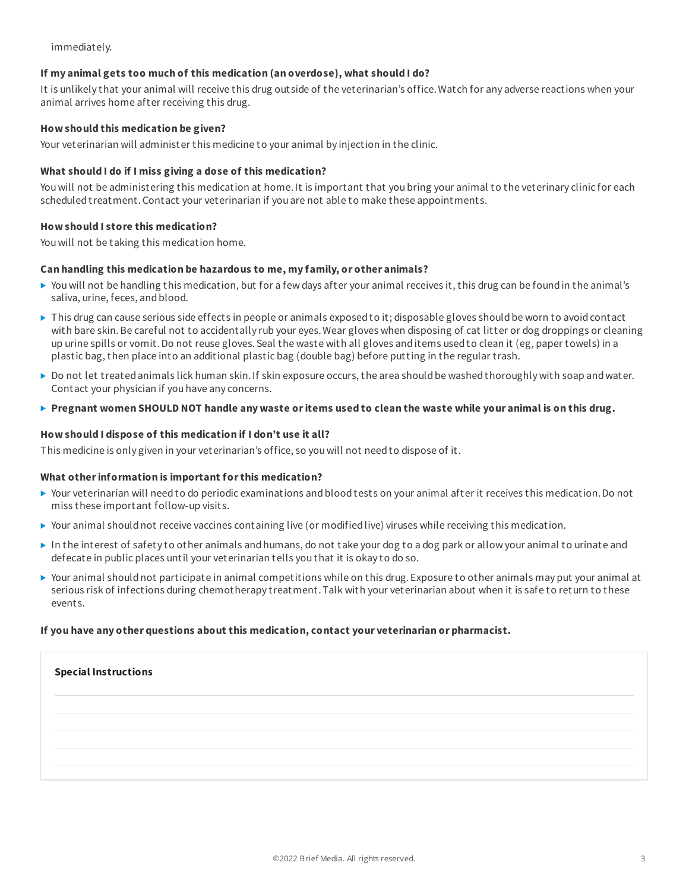immediately.

**If my animal gets too much of this medication (an overdose), what should I do?**

It is unlikely that your animal will receive this drug outside of the veterinarian's office. Watch for any adverse reactions when your animal arrives home after receiving this drug.

**How should this medication be given?**

Your veterinarian will administer this medicine to your animal by injection in the clinic.

**What should I do if I miss giving a dose of this medication?**

You will not be administering this medication at home. It is important that you bring your animal to the veterinary clinic for each scheduled treatment. Contact your veterinarian if you are not able to make these appointments.

**How should I store this medication?**

You will not be taking this medication home.

**Can handling this medication be hazardous to me, my family, or other animals?**

- You will not be handling this medication, but for a few days after your animal receives it, this drug can be found in the animal's saliva, urine, feces, and blood.
- This drug can cause serious side effects in people or animals exposed to it; disposable gloves should be worn to avoid contact with bare skin. Be careful not to accidentally rub your eyes. Wear gloves when disposing of cat litter or dog droppings or cleaning up urine spills or vomit. Do not reuse gloves. Seal the waste with all gloves and items used to clean it (eg, paper towels) in a plastic bag, then place into an additional plastic bag (double bag) before putting in the regular trash.
- Do not let treated animals lick human skin. If skin exposure occurs, the area should be washed thoroughly with soap and water. Contact your physician if you have any concerns.
- **Pregnant women SHOULD NOT handle any waste or items used to clean the waste while your animal is on this drug.**

**How should I dispose of this medication if I don't use it all?**

This medicine is only given in your veterinarian's office, so you will not need to dispose of it.

**What other information is important for this medication?**

- Your veterinarian will need to do periodic examinations and blood tests on your animal after it receives this medication. Do not miss these important follow-up visits.
- Your animal should not receive vaccines containing live (or modified live) viruses while receiving this medication.
- In the interest of safety to other animals and humans, do not take your dog to a dog park or allow your animal to urinate and defecate in public places until your veterinarian tells you that it is okay to do so.
- Your animal should not participate in animal competitions while on this drug. Exposure to other animals may put your animal at serious risk of infections during chemotherapy treatment. Talk with your veterinarian about when it is safe to return to these events.

**If you have any other questions about this medication, contact your veterinarian or pharmacist.**

**Special Instructions**

©2022 Brief Media. All rights reserved.